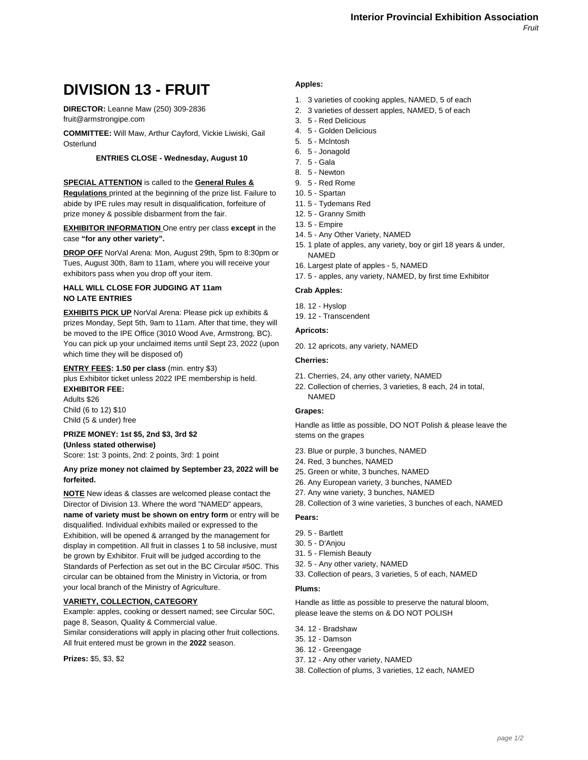# DIVISION 13 - FRUIT

**DIRECTOR:** Leanne Maw (250) 309-2836
fruit@armstrongipe.com

**COMMITTEE:** Will Maw, Arthur Cayford, Vickie Liwiski, Gail Osterlund

**ENTRIES CLOSE - Wednesday, August 10**

**SPECIAL ATTENTION** is called to the **General Rules & Regulations** printed at the beginning of the prize list. Failure to abide by IPE rules may result in disqualification, forfeiture of prize money & possible disbarment from the fair.

**EXHIBITOR INFORMATION** One entry per class **except** in the case **"for any other variety".**

**DROP OFF** NorVal Arena: Mon, August 29th, 5pm to 8:30pm or Tues, August 30th, 8am to 11am, where you will receive your exhibitors pass when you drop off your item.

**HALL WILL CLOSE FOR JUDGING AT 11am**
**NO LATE ENTRIES**

**EXHIBITS PICK UP** NorVal Arena: Please pick up exhibits & prizes Monday, Sept 5th, 9am to 11am. After that time, they will be moved to the IPE Office (3010 Wood Ave, Armstrong, BC). You can pick up your unclaimed items until Sept 23, 2022 (upon which time they will be disposed of)

**ENTRY FEES: 1.50 per class** (min. entry $3)
plus Exhibitor ticket unless 2022 IPE membership is held.
**EXHIBITOR FEE:**
Adults $26
Child (6 to 12) $10
Child (5 & under) free

**PRIZE MONEY: 1st $5, 2nd $3, 3rd $2**
**(Unless stated otherwise)**
Score: 1st: 3 points, 2nd: 2 points, 3rd: 1 point

**Any prize money not claimed by September 23, 2022 will be forfeited.**

**NOTE** New ideas & classes are welcomed please contact the Director of Division 13. Where the word "NAMED" appears, **name of variety must be shown on entry form** or entry will be disqualified. Individual exhibits mailed or expressed to the Exhibition, will be opened & arranged by the management for display in competition. All fruit in classes 1 to 58 inclusive, must be grown by Exhibitor. Fruit will be judged according to the Standards of Perfection as set out in the BC Circular #50C. This circular can be obtained from the Ministry in Victoria, or from your local branch of the Ministry of Agriculture.

**VARIETY, COLLECTION, CATEGORY**
Example: apples, cooking or dessert named; see Circular 50C, page 8, Season, Quality & Commercial value.
Similar considerations will apply in placing other fruit collections.
All fruit entered must be grown in the **2022** season.

**Prizes:** $5, $3, $2

**Apples:**

1. 3 varieties of cooking apples, NAMED, 5 of each
2. 3 varieties of dessert apples, NAMED, 5 of each
3. 5 - Red Delicious
4. 5 - Golden Delicious
5. 5 - McIntosh
6. 5 - Jonagold
7. 5 - Gala
8. 5 - Newton
9. 5 - Red Rome
10. 5 - Spartan
11. 5 - Tydemans Red
12. 5 - Granny Smith
13. 5 - Empire
14. 5 - Any Other Variety, NAMED
15. 1 plate of apples, any variety, boy or girl 18 years & under, NAMED
16. Largest plate of apples - 5, NAMED
17. 5 - apples, any variety, NAMED, by first time Exhibitor

**Crab Apples:**

18. 12 - Hyslop
19. 12 - Transcendent

**Apricots:**

20. 12 apricots, any variety, NAMED

**Cherries:**

21. Cherries, 24, any other variety, NAMED
22. Collection of cherries, 3 varieties, 8 each, 24 in total, NAMED

**Grapes:**

Handle as little as possible, DO NOT Polish & please leave the stems on the grapes

23. Blue or purple, 3 bunches, NAMED
24. Red, 3 bunches, NAMED
25. Green or white, 3 bunches, NAMED
26. Any European variety, 3 bunches, NAMED
27. Any wine variety, 3 bunches, NAMED
28. Collection of 3 wine varieties, 3 bunches of each, NAMED

**Pears:**

29. 5 - Bartlett
30. 5 - D'Anjou
31. 5 - Flemish Beauty
32. 5 - Any other variety, NAMED
33. Collection of pears, 3 varieties, 5 of each, NAMED

**Plums:**

Handle as little as possible to preserve the natural bloom, please leave the stems on & DO NOT POLISH

34. 12 - Bradshaw
35. 12 - Damson
36. 12 - Greengage
37. 12 - Any other variety, NAMED
38. Collection of plums, 3 varieties, 12 each, NAMED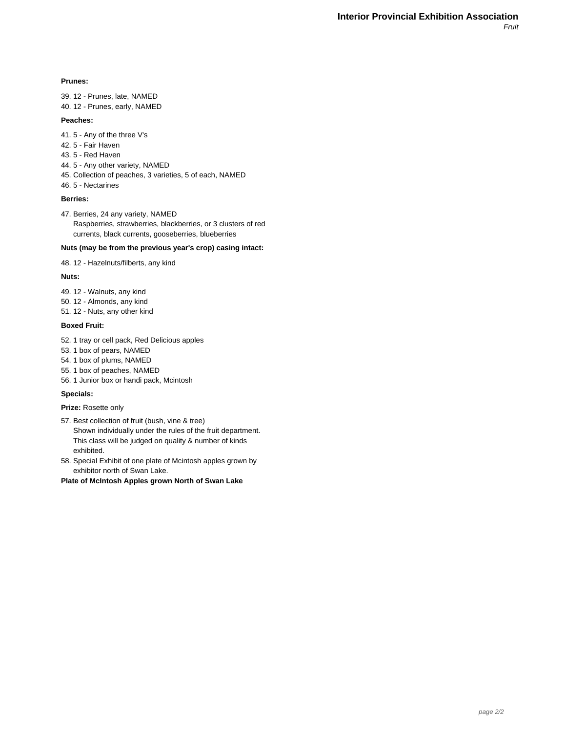**Prunes:**

39. 12 - Prunes, late, NAMED
40. 12 - Prunes, early, NAMED

**Peaches:**

41. 5 - Any of the three V's
42. 5 - Fair Haven
43. 5 - Red Haven
44. 5 - Any other variety, NAMED
45. Collection of peaches, 3 varieties, 5 of each, NAMED
46. 5 - Nectarines

**Berries:**

47. Berries, 24 any variety, NAMED
    Raspberries, strawberries, blackberries, or 3 clusters of red currents, black currents, gooseberries, blueberries

**Nuts (may be from the previous year's crop) casing intact:**

48. 12 - Hazelnuts/filberts, any kind

**Nuts:**

49. 12 - Walnuts, any kind
50. 12 - Almonds, any kind
51. 12 - Nuts, any other kind

**Boxed Fruit:**

52. 1 tray or cell pack, Red Delicious apples
53. 1 box of pears, NAMED
54. 1 box of plums, NAMED
55. 1 box of peaches, NAMED
56. 1 Junior box or handi pack, Mcintosh

**Specials:**

**Prize:** Rosette only

57. Best collection of fruit (bush, vine & tree)
    Shown individually under the rules of the fruit department. This class will be judged on quality & number of kinds exhibited.
58. Special Exhibit of one plate of Mcintosh apples grown by exhibitor north of Swan Lake.

**Plate of McIntosh Apples grown North of Swan Lake**